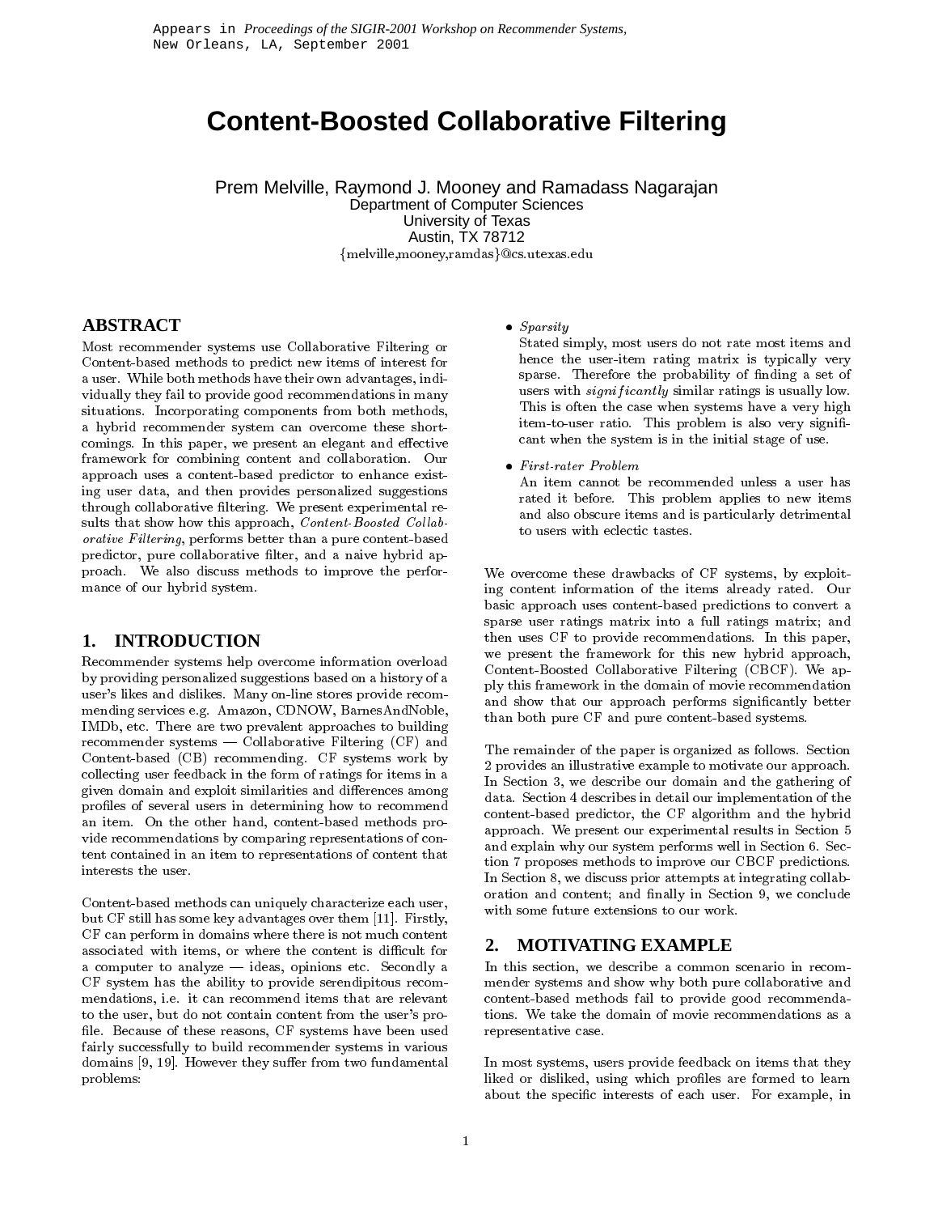Appears in *Proceedings of the SIGIR-2001 Workshop on Recommender Systems*, New Orleans, LA, September 2001

# Content-Boosted Collaborative Filtering

Prem Melville, Raymond J. Mooney and Ramadass Nagarajan
Department of Computer Sciences
University of Texas
Austin, TX 78712
{melville,mooney,ramdas}@cs.utexas.edu

## ABSTRACT

Most recommender systems use Collaborative Filtering or Content-based methods to predict new items of interest for a user. While both methods have their own advantages, individually they fail to provide good recommendations in many situations. Incorporating components from both methods, a hybrid recommender system can overcome these shortcomings. In this paper, we present an elegant and effective framework for combining content and collaboration. Our approach uses a content-based predictor to enhance existing user data, and then provides personalized suggestions through collaborative filtering. We present experimental results that show how this approach, *Content-Boosted Collaborative Filtering*, performs better than a pure content-based predictor, pure collaborative filter, and a naive hybrid approach. We also discuss methods to improve the performance of our hybrid system.

## 1. INTRODUCTION

Recommender systems help overcome information overload by providing personalized suggestions based on a history of a user's likes and dislikes. Many on-line stores provide recommending services e.g. Amazon, CDNOW, BarnesAndNoble, IMDb, etc. There are two prevalent approaches to building recommender systems — Collaborative Filtering (CF) and Content-based (CB) recommending. CF systems work by collecting user feedback in the form of ratings for items in a given domain and exploit similarities and differences among profiles of several users in determining how to recommend an item. On the other hand, content-based methods provide recommendations by comparing representations of content contained in an item to representations of content that interests the user.

Content-based methods can uniquely characterize each user, but CF still has some key advantages over them [11]. Firstly, CF can perform in domains where there is not much content associated with items, or where the content is difficult for a computer to analyze — ideas, opinions etc. Secondly a CF system has the ability to provide serendipitous recommendations, i.e. it can recommend items that are relevant to the user, but do not contain content from the user's profile. Because of these reasons, CF systems have been used fairly successfully to build recommender systems in various domains [9, 19]. However they suffer from two fundamental problems:

- *Sparsity*
  Stated simply, most users do not rate most items and hence the user-item rating matrix is typically very sparse. Therefore the probability of finding a set of users with *significantly* similar ratings is usually low. This is often the case when systems have a very high item-to-user ratio. This problem is also very significant when the system is in the initial stage of use.

- *First-rater Problem*
  An item cannot be recommended unless a user has rated it before. This problem applies to new items and also obscure items and is particularly detrimental to users with eclectic tastes.

We overcome these drawbacks of CF systems, by exploiting content information of the items already rated. Our basic approach uses content-based predictions to convert a sparse user ratings matrix into a full ratings matrix; and then uses CF to provide recommendations. In this paper, we present the framework for this new hybrid approach, Content-Boosted Collaborative Filtering (CBCF). We apply this framework in the domain of movie recommendation and show that our approach performs significantly better than both pure CF and pure content-based systems.

The remainder of the paper is organized as follows. Section 2 provides an illustrative example to motivate our approach. In Section 3, we describe our domain and the gathering of data. Section 4 describes in detail our implementation of the content-based predictor, the CF algorithm and the hybrid approach. We present our experimental results in Section 5 and explain why our system performs well in Section 6. Section 7 proposes methods to improve our CBCF predictions. In Section 8, we discuss prior attempts at integrating collaboration and content; and finally in Section 9, we conclude with some future extensions to our work.

## 2. MOTIVATING EXAMPLE

In this section, we describe a common scenario in recommender systems and show why both pure collaborative and content-based methods fail to provide good recommendations. We take the domain of movie recommendations as a representative case.

In most systems, users provide feedback on items that they liked or disliked, using which profiles are formed to learn about the specific interests of each user. For example, in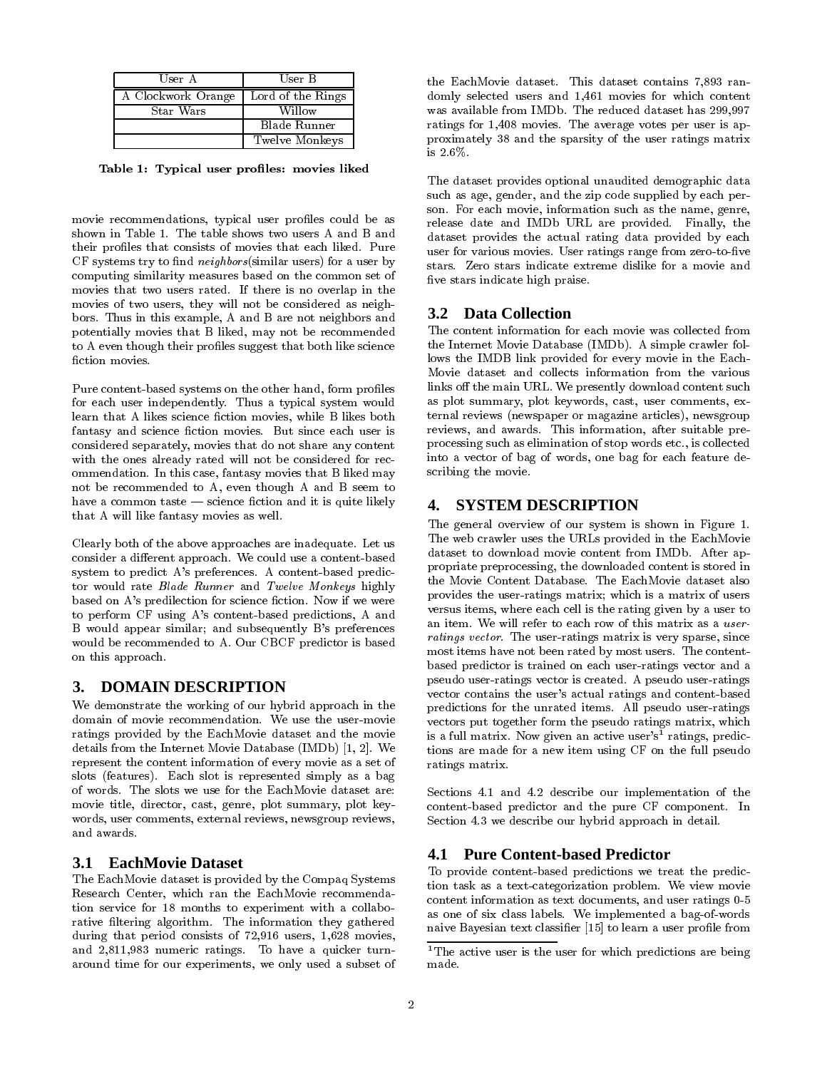| User A | User B |
|---|---|
| A Clockwork Orange | Lord of the Rings |
| Star Wars | Willow |
| | Blade Runner |
| | Twelve Monkeys |

**Table 1: Typical user profiles: movies liked**

movie recommendations, typical user profiles could be as shown in Table 1. The table shows two users A and B and their profiles that consists of movies that each liked. Pure CF systems try to find *neighbors*(similar users) for a user by computing similarity measures based on the common set of movies that two users rated. If there is no overlap in the movies of two users, they will not be considered as neighbors. Thus in this example, A and B are not neighbors and potentially movies that B liked, may not be recommended to A even though their profiles suggest that both like science fiction movies.

Pure content-based systems on the other hand, form profiles for each user independently. Thus a typical system would learn that A likes science fiction movies, while B likes both fantasy and science fiction movies. But since each user is considered separately, movies that do not share any content with the ones already rated will not be considered for recommendation. In this case, fantasy movies that B liked may not be recommended to A, even though A and B seem to have a common taste — science fiction and it is quite likely that A will like fantasy movies as well.

Clearly both of the above approaches are inadequate. Let us consider a different approach. We could use a content-based system to predict A's preferences. A content-based predictor would rate *Blade Runner* and *Twelve Monkeys* highly based on A's predilection for science fiction. Now if we were to perform CF using A's content-based predictions, A and B would appear similar; and subsequently B's preferences would be recommended to A. Our CBCF predictor is based on this approach.

## 3. DOMAIN DESCRIPTION

We demonstrate the working of our hybrid approach in the domain of movie recommendation. We use the user-movie ratings provided by the EachMovie dataset and the movie details from the Internet Movie Database (IMDb) [1, 2]. We represent the content information of every movie as a set of slots (features). Each slot is represented simply as a bag of words. The slots we use for the EachMovie dataset are: movie title, director, cast, genre, plot summary, plot keywords, user comments, external reviews, newsgroup reviews, and awards.

### 3.1 EachMovie Dataset

The EachMovie dataset is provided by the Compaq Systems Research Center, which ran the EachMovie recommendation service for 18 months to experiment with a collaborative filtering algorithm. The information they gathered during that period consists of 72,916 users, 1,628 movies, and 2,811,983 numeric ratings. To have a quicker turn-around time for our experiments, we only used a subset of the EachMovie dataset. This dataset contains 7,893 randomly selected users and 1,461 movies for which content was available from IMDb. The reduced dataset has 299,997 ratings for 1,408 movies. The average votes per user is approximately 38 and the sparsity of the user ratings matrix is 2.6%.

The dataset provides optional unaudited demographic data such as age, gender, and the zip code supplied by each person. For each movie, information such as the name, genre, release date and IMDb URL are provided. Finally, the dataset provides the actual rating data provided by each user for various movies. User ratings range from zero-to-five stars. Zero stars indicate extreme dislike for a movie and five stars indicate high praise.

### 3.2 Data Collection

The content information for each movie was collected from the Internet Movie Database (IMDb). A simple crawler follows the IMDB link provided for every movie in the EachMovie dataset and collects information from the various links off the main URL. We presently download content such as plot summary, plot keywords, cast, user comments, external reviews (newspaper or magazine articles), newsgroup reviews, and awards. This information, after suitable preprocessing such as elimination of stop words etc., is collected into a vector of bag of words, one bag for each feature describing the movie.

## 4. SYSTEM DESCRIPTION

The general overview of our system is shown in Figure 1. The web crawler uses the URLs provided in the EachMovie dataset to download movie content from IMDb. After appropriate preprocessing, the downloaded content is stored in the Movie Content Database. The EachMovie dataset also provides the user-ratings matrix; which is a matrix of users versus items, where each cell is the rating given by a user to an item. We will refer to each row of this matrix as a *user-ratings vector*. The user-ratings matrix is very sparse, since most items have not been rated by most users. The content-based predictor is trained on each user-ratings vector and a pseudo user-ratings vector is created. A pseudo user-ratings vector contains the user's actual ratings and content-based predictions for the unrated items. All pseudo user-ratings vectors put together form the pseudo ratings matrix, which is a full matrix. Now given an active user's[1] ratings, predictions are made for a new item using CF on the full pseudo ratings matrix.

Sections 4.1 and 4.2 describe our implementation of the content-based predictor and the pure CF component. In Section 4.3 we describe our hybrid approach in detail.

### 4.1 Pure Content-based Predictor

To provide content-based predictions we treat the prediction task as a text-categorization problem. We view movie content information as text documents, and user ratings 0-5 as one of six class labels. We implemented a bag-of-words naive Bayesian text classifier [15] to learn a user profile from

[1] The active user is the user for which predictions are being made.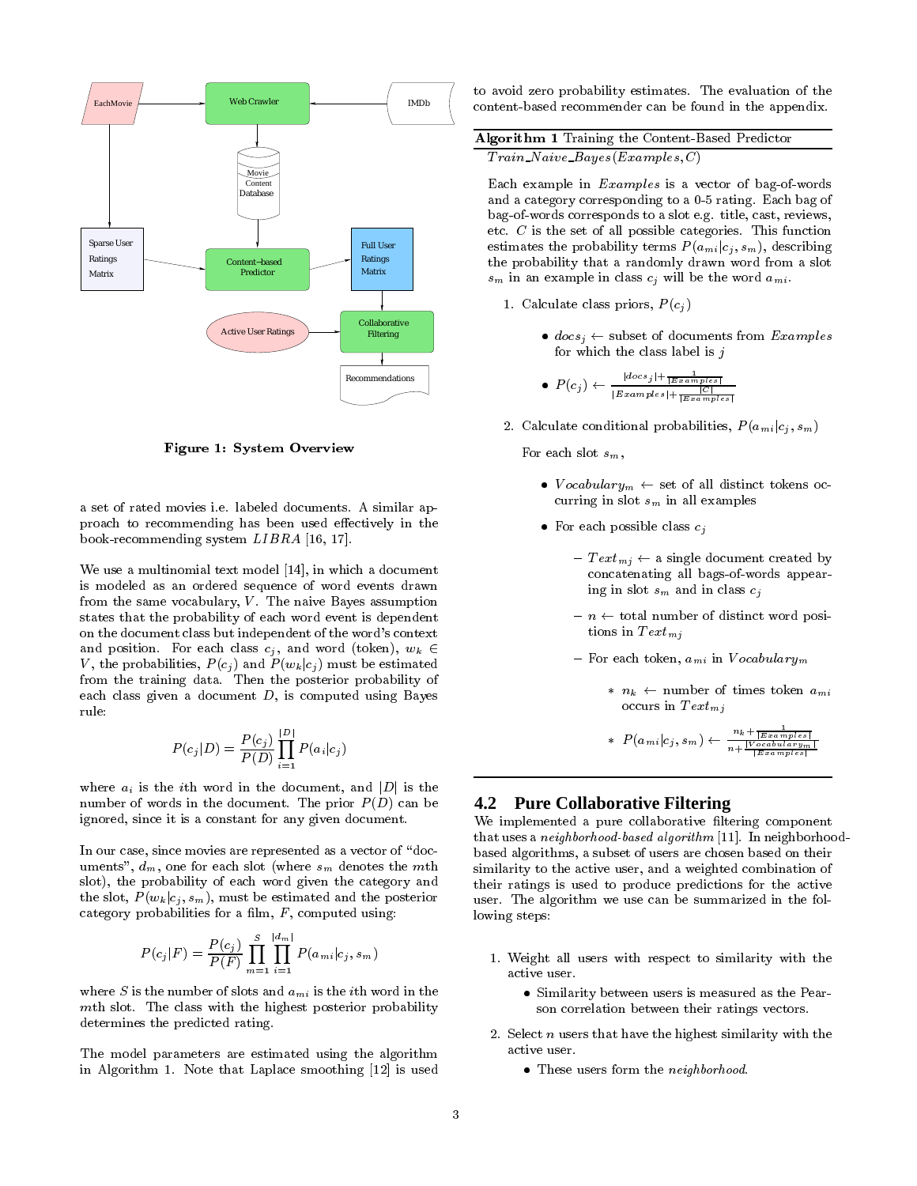Figure 1: System Overview

a set of rated movies i.e. labeled documents. A similar approach to recommending has been used effectively in the book-recommending system *LIBRA* [16, 17].

We use a multinomial text model [14], in which a document is modeled as an ordered sequence of word events drawn from the same vocabulary, $V$. The naive Bayes assumption states that the probability of each word event is dependent on the document class but independent of the word's context and position. For each class $c_j$, and word (token), $w_k \in V$, the probabilities, $P(c_j)$ and $P(w_k|c_j)$ must be estimated from the training data. Then the posterior probability of each class given a document $D$, is computed using Bayes rule:

$$P(c_j|D) = \frac{P(c_j)}{P(D)} \prod_{i=1}^{|D|} P(a_i|c_j)$$

where $a_i$ is the $i$th word in the document, and $|D|$ is the number of words in the document. The prior $P(D)$ can be ignored, since it is a constant for any given document.

In our case, since movies are represented as a vector of "documents", $d_m$, one for each slot (where $s_m$ denotes the $m$th slot), the probability of each word given the category and the slot, $P(w_k|c_j, s_m)$, must be estimated and the posterior category probabilities for a film, $F$, computed using:

$$P(c_j|F) = \frac{P(c_j)}{P(F)} \prod_{m=1}^{S} \prod_{i=1}^{|d_m|} P(a_{mi}|c_j, s_m)$$

where $S$ is the number of slots and $a_{mi}$ is the $i$th word in the $m$th slot. The class with the highest posterior probability determines the predicted rating.

The model parameters are estimated using the algorithm in Algorithm 1. Note that Laplace smoothing [12] is used to avoid zero probability estimates. The evaluation of the content-based recommender can be found in the appendix.

---

**Algorithm 1** Training the Content-Based Predictor

*Train_Naive_Bayes*(*Examples*, $C$)

Each example in *Examples* is a vector of bag-of-words and a category corresponding to a 0-5 rating. Each bag of bag-of-words corresponds to a slot e.g. title, cast, reviews, etc. $C$ is the set of all possible categories. This function estimates the probability terms $P(a_{mi}|c_j, s_m)$, describing the probability that a randomly drawn word from a slot $s_m$ in an example in class $c_j$ will be the word $a_{mi}$.

1. Calculate class priors, $P(c_j)$
   - $docs_j \leftarrow$ subset of documents from *Examples* for which the class label is $j$
   - $P(c_j) \leftarrow \frac{|docs_j| + \frac{1}{|Examples|}}{|Examples| + \frac{|C|}{|Examples|}}$
2. Calculate conditional probabilities, $P(a_{mi}|c_j, s_m)$

   For each slot $s_m$,
   - $Vocabulary_m \leftarrow$ set of all distinct tokens occurring in slot $s_m$ in all examples
   - For each possible class $c_j$
     - $Text_{mj} \leftarrow$ a single document created by concatenating all bags-of-words appearing in slot $s_m$ and in class $c_j$
     - $n \leftarrow$ total number of distinct word positions in $Text_{mj}$
     - For each token, $a_{mi}$ in $Vocabulary_m$
       - $n_k \leftarrow$ number of times token $a_{mi}$ occurs in $Text_{mj}$
       - $P(a_{mi}|c_j, s_m) \leftarrow \frac{n_k + \frac{1}{|Examples|}}{n + \frac{|Vocabulary_m|}{|Examples|}}$

---

## 4.2 Pure Collaborative Filtering

We implemented a pure collaborative filtering component that uses a *neighborhood-based algorithm* [11]. In neighborhood-based algorithms, a subset of users are chosen based on their similarity to the active user, and a weighted combination of their ratings is used to produce predictions for the active user. The algorithm we use can be summarized in the following steps:

1. Weight all users with respect to similarity with the active user.
   - Similarity between users is measured as the Pearson correlation between their ratings vectors.
2. Select $n$ users that have the highest similarity with the active user.
   - These users form the *neighborhood*.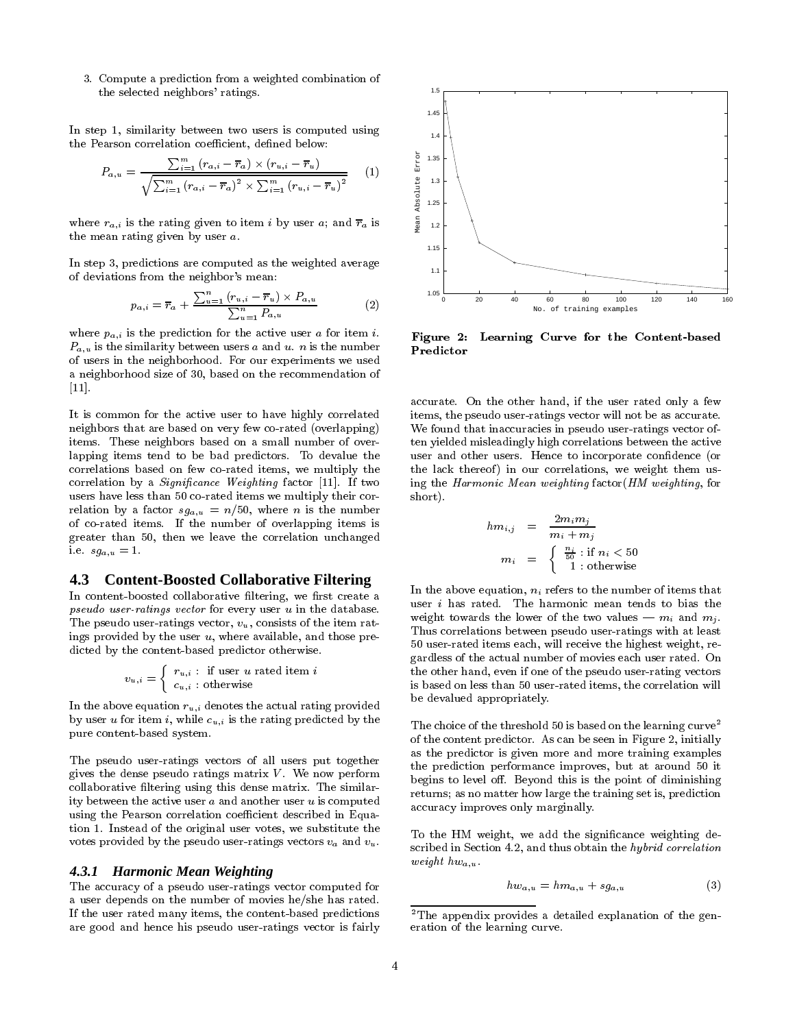3. Compute a prediction from a weighted combination of the selected neighbors' ratings.

In step 1, similarity between two users is computed using the Pearson correlation coefficient, defined below:

$$P_{a,u} = \frac{\sum_{i=1}^{m}(r_{a,i} - \overline{r}_a) \times (r_{u,i} - \overline{r}_u)}{\sqrt{\sum_{i=1}^{m}(r_{a,i} - \overline{r}_a)^2 \times \sum_{i=1}^{m}(r_{u,i} - \overline{r}_u)^2}} \quad (1)$$

where $r_{a,i}$ is the rating given to item $i$ by user $a$; and $\overline{r}_a$ is the mean rating given by user $a$.

In step 3, predictions are computed as the weighted average of deviations from the neighbor's mean:

$$p_{a,i} = \overline{r}_a + \frac{\sum_{u=1}^{n}(r_{u,i} - \overline{r}_u) \times P_{a,u}}{\sum_{u=1}^{n} P_{a,u}} \quad (2)$$

where $p_{a,i}$ is the prediction for the active user $a$ for item $i$. $P_{a,u}$ is the similarity between users $a$ and $u$. $n$ is the number of users in the neighborhood. For our experiments we used a neighborhood size of 30, based on the recommendation of [11].

It is common for the active user to have highly correlated neighbors that are based on very few co-rated (overlapping) items. These neighbors based on a small number of overlapping items tend to be bad predictors. To devalue the correlations based on few co-rated items, we multiply the correlation by a *Significance Weighting* factor [11]. If two users have less than 50 co-rated items we multiply their correlation by a factor $sg_{a,u} = n/50$, where $n$ is the number of co-rated items. If the number of overlapping items is greater than 50, then we leave the correlation unchanged i.e. $sg_{a,u} = 1$.

## 4.3 Content-Boosted Collaborative Filtering

In content-boosted collaborative filtering, we first create a *pseudo user-ratings vector* for every user $u$ in the database. The pseudo user-ratings vector, $v_u$, consists of the item ratings provided by the user $u$, where available, and those predicted by the content-based predictor otherwise.

$$v_{u,i} = \begin{cases} r_{u,i} : & \text{if user } u \text{ rated item } i \\ c_{u,i} : & \text{otherwise} \end{cases}$$

In the above equation $r_{u,i}$ denotes the actual rating provided by user $u$ for item $i$, while $c_{u,i}$ is the rating predicted by the pure content-based system.

The pseudo user-ratings vectors of all users put together gives the dense pseudo ratings matrix $V$. We now perform collaborative filtering using this dense matrix. The similarity between the active user $a$ and another user $u$ is computed using the Pearson correlation coefficient described in Equation 1. Instead of the original user votes, we substitute the votes provided by the pseudo user-ratings vectors $v_a$ and $v_u$.

### 4.3.1 Harmonic Mean Weighting

The accuracy of a pseudo user-ratings vector computed for a user depends on the number of movies he/she has rated. If the user rated many items, the content-based predictions are good and hence his pseudo user-ratings vector is fairly accurate. On the other hand, if the user rated only a few items, the pseudo user-ratings vector will not be as accurate. We found that inaccuracies in pseudo user-ratings vector often yielded misleadingly high correlations between the active user and other users. Hence to incorporate confidence (or the lack thereof) in our correlations, we weight them using the *Harmonic Mean weighting* factor(*HM weighting*, for short).

$$hm_{i,j} = \frac{2m_i m_j}{m_i + m_j}$$

$$m_i = \begin{cases} \frac{n_i}{50} : \text{if } n_i < 50 \\ 1 : \text{otherwise} \end{cases}$$

In the above equation, $n_i$ refers to the number of items that user $i$ has rated. The harmonic mean tends to bias the weight towards the lower of the two values — $m_i$ and $m_j$. Thus correlations between pseudo user-ratings with at least 50 user-rated items each, will receive the highest weight, regardless of the actual number of movies each user rated. On the other hand, even if one of the pseudo user-rating vectors is based on less than 50 user-rated items, the correlation will be devalued appropriately.

The choice of the threshold 50 is based on the learning curve[2] of the content predictor. As can be seen in Figure 2, initially as the predictor is given more and more training examples the prediction performance improves, but at around 50 it begins to level off. Beyond this is the point of diminishing returns; as no matter how large the training set is, prediction accuracy improves only marginally.

**Figure 2: Learning Curve for the Content-based Predictor**

To the HM weight, we add the significance weighting described in Section 4.2, and thus obtain the *hybrid correlation weight* $hw_{a,u}$.

$$hw_{a,u} = hm_{a,u} + sg_{a,u} \quad (3)$$

[2]The appendix provides a detailed explanation of the generation of the learning curve.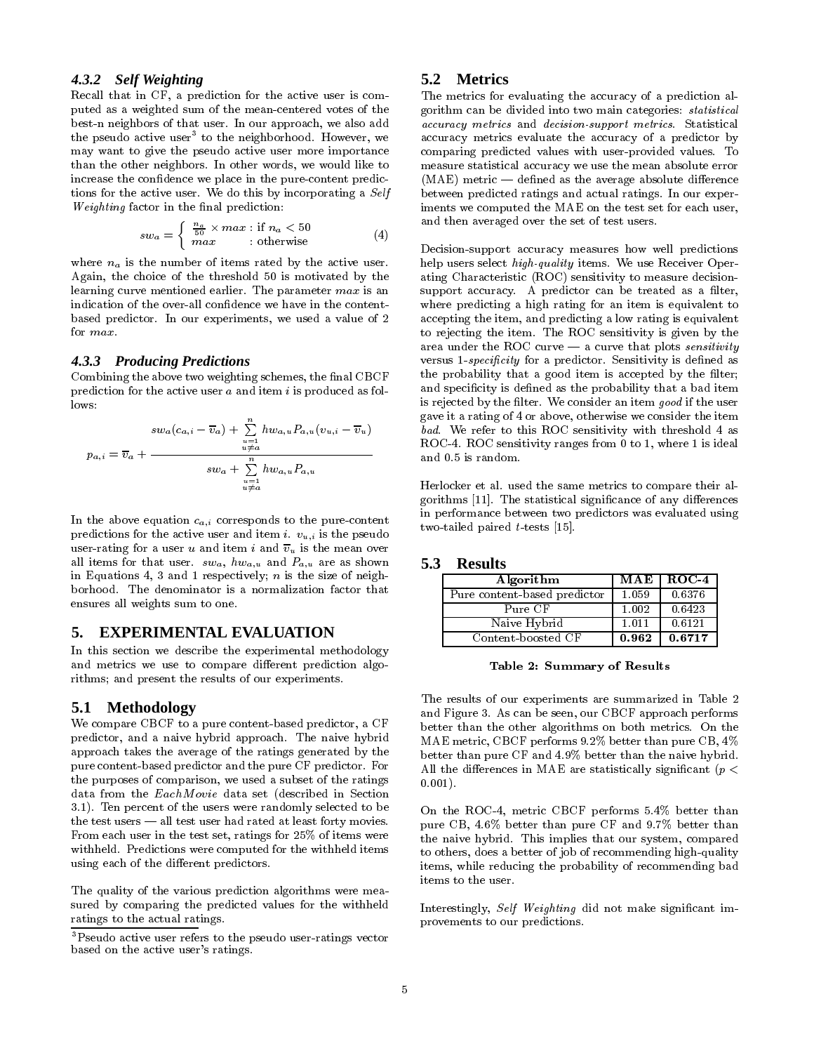### 4.3.2 Self Weighting

Recall that in CF, a prediction for the active user is computed as a weighted sum of the mean-centered votes of the best-n neighbors of that user. In our approach, we also add the pseudo active user[3] to the neighborhood. However, we may want to give the pseudo active user more importance than the other neighbors. In other words, we would like to increase the confidence we place in the pure-content predictions for the active user. We do this by incorporating a *Self Weighting* factor in the final prediction:

$$sw_a = \begin{cases} \frac{n_a}{50} \times max : \text{if } n_a < 50 \\ max \quad\quad : \text{otherwise} \end{cases} \quad (4)$$

where $n_a$ is the number of items rated by the active user. Again, the choice of the threshold 50 is motivated by the learning curve mentioned earlier. The parameter $max$ is an indication of the over-all confidence we have in the content-based predictor. In our experiments, we used a value of 2 for $max$.

### 4.3.3 Producing Predictions

Combining the above two weighting schemes, the final CBCF prediction for the active user $a$ and item $i$ is produced as follows:

$$p_{a,i} = \overline{v}_a + \frac{sw_a(c_{a,i} - \overline{v}_a) + \sum_{\substack{u=1 \\ u \neq a}}^{n} hw_{a,u} P_{a,u}(v_{u,i} - \overline{v}_u)}{sw_a + \sum_{\substack{u=1 \\ u \neq a}}^{n} hw_{a,u} P_{a,u}}$$

In the above equation $c_{a,i}$ corresponds to the pure-content predictions for the active user and item $i$. $v_{u,i}$ is the pseudo user-rating for a user $u$ and item $i$ and $\overline{v}_u$ is the mean over all items for that user. $sw_a$, $hw_{a,u}$ and $P_{a,u}$ are as shown in Equations 4, 3 and 1 respectively; $n$ is the size of neighborhood. The denominator is a normalization factor that ensures all weights sum to one.

## 5. EXPERIMENTAL EVALUATION

In this section we describe the experimental methodology and metrics we use to compare different prediction algorithms; and present the results of our experiments.

### 5.1 Methodology

We compare CBCF to a pure content-based predictor, a CF predictor, and a naive hybrid approach. The naive hybrid approach takes the average of the ratings generated by the pure content-based predictor and the pure CF predictor. For the purposes of comparison, we used a subset of the ratings data from the *EachMovie* data set (described in Section 3.1). Ten percent of the users were randomly selected to be the test users — all test user had rated at least forty movies. From each user in the test set, ratings for 25% of items were withheld. Predictions were computed for the withheld items using each of the different predictors.

The quality of the various prediction algorithms were measured by comparing the predicted values for the withheld ratings to the actual ratings.

[3] Pseudo active user refers to the pseudo user-ratings vector based on the active user's ratings.

### 5.2 Metrics

The metrics for evaluating the accuracy of a prediction algorithm can be divided into two main categories: *statistical accuracy metrics* and *decision-support metrics*. Statistical accuracy metrics evaluate the accuracy of a predictor by comparing predicted values with user-provided values. To measure statistical accuracy we use the mean absolute error (MAE) metric — defined as the average absolute difference between predicted ratings and actual ratings. In our experiments we computed the MAE on the test set for each user, and then averaged over the set of test users.

Decision-support accuracy measures how well predictions help users select *high-quality* items. We use Receiver Operating Characteristic (ROC) sensitivity to measure decision-support accuracy. A predictor can be treated as a filter, where predicting a high rating for an item is equivalent to accepting the item, and predicting a low rating is equivalent to rejecting the item. The ROC sensitivity is given by the area under the ROC curve — a curve that plots *sensitivity* versus 1-*specificity* for a predictor. Sensitivity is defined as the probability that a good item is accepted by the filter; and specificity is defined as the probability that a bad item is rejected by the filter. We consider an item *good* if the user gave it a rating of 4 or above, otherwise we consider the item *bad*. We refer to this ROC sensitivity with threshold 4 as ROC-4. ROC sensitivity ranges from 0 to 1, where 1 is ideal and 0.5 is random.

Herlocker et al. used the same metrics to compare their algorithms [11]. The statistical significance of any differences in performance between two predictors was evaluated using two-tailed paired $t$-tests [15].

### 5.3 Results

| Algorithm | MAE | ROC-4 |
|---|---|---|
| Pure content-based predictor | 1.059 | 0.6376 |
| Pure CF | 1.002 | 0.6423 |
| Naive Hybrid | 1.011 | 0.6121 |
| Content-boosted CF | **0.962** | **0.6717** |

**Table 2: Summary of Results**

The results of our experiments are summarized in Table 2 and Figure 3. As can be seen, our CBCF approach performs better than the other algorithms on both metrics. On the MAE metric, CBCF performs 9.2% better than pure CB, 4% better than pure CF and 4.9% better than the naive hybrid. All the differences in MAE are statistically significant ($p < 0.001$).

On the ROC-4, metric CBCF performs 5.4% better than pure CB, 4.6% better than pure CF and 9.7% better than the naive hybrid. This implies that our system, compared to others, does a better of job of recommending high-quality items, while reducing the probability of recommending bad items to the user.

Interestingly, *Self Weighting* did not make significant improvements to our predictions.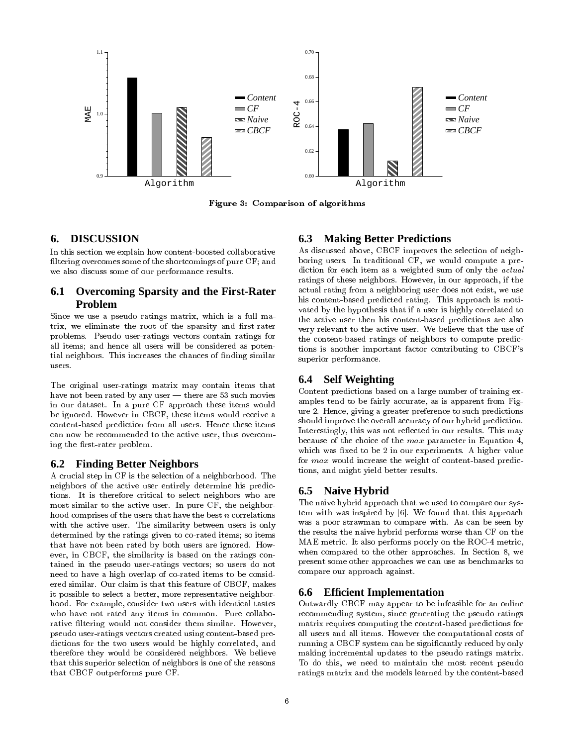Figure 3: Comparison of algorithms

## 6. DISCUSSION

In this section we explain how content-boosted collaborative filtering overcomes some of the shortcomings of pure CF; and we also discuss some of our performance results.

### 6.1 Overcoming Sparsity and the First-Rater Problem

Since we use a pseudo ratings matrix, which is a full matrix, we eliminate the root of the sparsity and first-rater problems. Pseudo user-ratings vectors contain ratings for all items; and hence all users will be considered as potential neighbors. This increases the chances of finding similar users.

The original user-ratings matrix may contain items that have not been rated by any user — there are 53 such movies in our dataset. In a pure CF approach these items would be ignored. However in CBCF, these items would receive a content-based prediction from all users. Hence these items can now be recommended to the active user, thus overcoming the first-rater problem.

### 6.2 Finding Better Neighbors

A crucial step in CF is the selection of a neighborhood. The neighbors of the active user entirely determine his predictions. It is therefore critical to select neighbors who are most similar to the active user. In pure CF, the neighborhood comprises of the users that have the best $n$ correlations with the active user. The similarity between users is only determined by the ratings given to co-rated items; so items that have not been rated by both users are ignored. However, in CBCF, the similarity is based on the ratings contained in the pseudo user-ratings vectors; so users do not need to have a high overlap of co-rated items to be considered similar. Our claim is that this feature of CBCF, makes it possible to select a better, more representative neighborhood. For example, consider two users with identical tastes who have not rated any items in common. Pure collaborative filtering would not consider them similar. However, pseudo user-ratings vectors created using content-based predictions for the two users would be highly correlated, and therefore they would be considered neighbors. We believe that this superior selection of neighbors is one of the reasons that CBCF outperforms pure CF.

### 6.3 Making Better Predictions

As discussed above, CBCF improves the selection of neighboring users. In traditional CF, we would compute a prediction for each item as a weighted sum of only the *actual* ratings of these neighbors. However, in our approach, if the actual rating from a neighboring user does not exist, we use his content-based predicted rating. This approach is motivated by the hypothesis that if a user is highly correlated to the active user then his content-based predictions are also very relevant to the active user. We believe that the use of the content-based ratings of neighbors to compute predictions is another important factor contributing to CBCF's superior performance.

### 6.4 Self Weighting

Content predictions based on a large number of training examples tend to be fairly accurate, as is apparent from Figure 2. Hence, giving a greater preference to such predictions should improve the overall accuracy of our hybrid prediction. Interestingly, this was not reflected in our results. This may because of the choice of the $max$ parameter in Equation 4, which was fixed to be 2 in our experiments. A higher value for $max$ would increase the weight of content-based predictions, and might yield better results.

### 6.5 Naive Hybrid

The naive hybrid approach that we used to compare our system with was inspired by [6]. We found that this approach was a poor strawman to compare with. As can be seen by the results the naive hybrid performs worse than CF on the MAE metric. It also performs poorly on the ROC-4 metric, when compared to the other approaches. In Section 8, we present some other approaches we can use as benchmarks to compare our approach against.

### 6.6 Efficient Implementation

Outwardly CBCF may appear to be infeasible for an online recommending system, since generating the pseudo ratings matrix requires computing the content-based predictions for all users and all items. However the computational costs of running a CBCF system can be significantly reduced by only making incremental updates to the pseudo ratings matrix. To do this, we need to maintain the most recent pseudo ratings matrix and the models learned by the content-based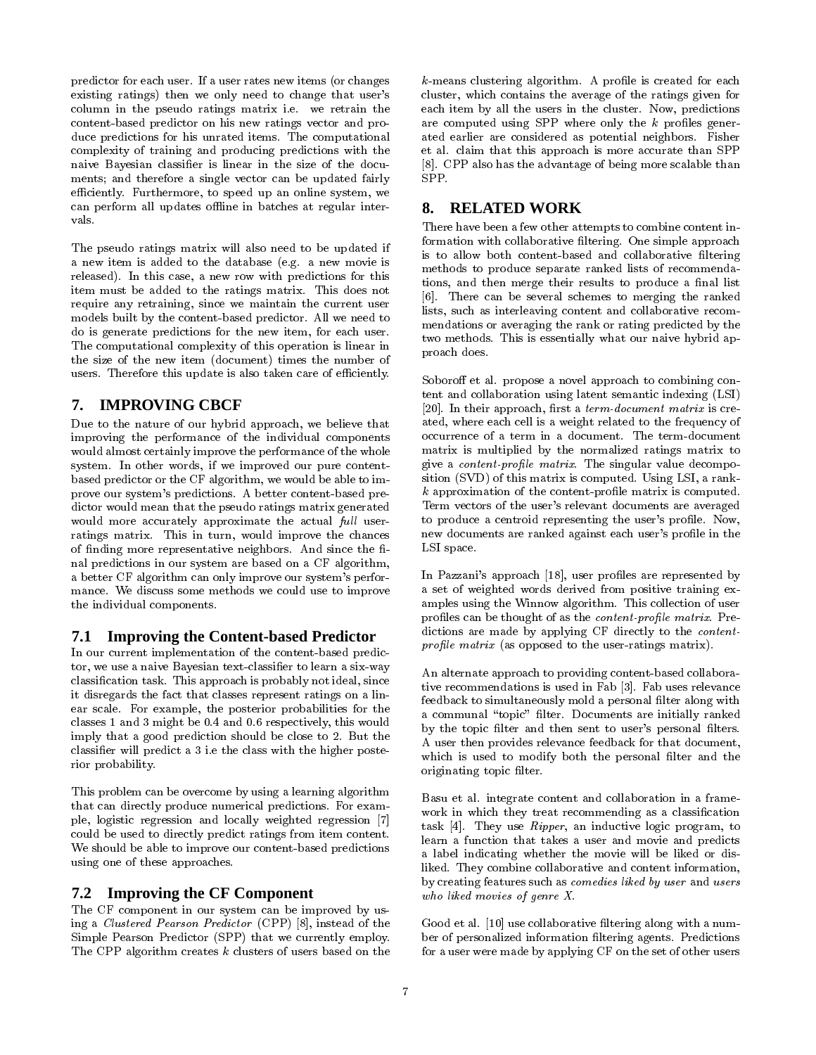predictor for each user. If a user rates new items (or changes existing ratings) then we only need to change that user's column in the pseudo ratings matrix i.e. we retrain the content-based predictor on his new ratings vector and produce predictions for his unrated items. The computational complexity of training and producing predictions with the naive Bayesian classifier is linear in the size of the documents; and therefore a single vector can be updated fairly efficiently. Furthermore, to speed up an online system, we can perform all updates offline in batches at regular intervals.

The pseudo ratings matrix will also need to be updated if a new item is added to the database (e.g. a new movie is released). In this case, a new row with predictions for this item must be added to the ratings matrix. This does not require any retraining, since we maintain the current user models built by the content-based predictor. All we need to do is generate predictions for the new item, for each user. The computational complexity of this operation is linear in the size of the new item (document) times the number of users. Therefore this update is also taken care of efficiently.

## 7. IMPROVING CBCF

Due to the nature of our hybrid approach, we believe that improving the performance of the individual components would almost certainly improve the performance of the whole system. In other words, if we improved our pure content-based predictor or the CF algorithm, we would be able to improve our system's predictions. A better content-based predictor would mean that the pseudo ratings matrix generated would more accurately approximate the actual *full* user-ratings matrix. This in turn, would improve the chances of finding more representative neighbors. And since the final predictions in our system are based on a CF algorithm, a better CF algorithm can only improve our system's performance. We discuss some methods we could use to improve the individual components.

### 7.1 Improving the Content-based Predictor

In our current implementation of the content-based predictor, we use a naive Bayesian text-classifier to learn a six-way classification task. This approach is probably not ideal, since it disregards the fact that classes represent ratings on a linear scale. For example, the posterior probabilities for the classes 1 and 3 might be 0.4 and 0.6 respectively, this would imply that a good prediction should be close to 2. But the classifier will predict a 3 i.e the class with the higher posterior probability.

This problem can be overcome by using a learning algorithm that can directly produce numerical predictions. For example, logistic regression and locally weighted regression [7] could be used to directly predict ratings from item content. We should be able to improve our content-based predictions using one of these approaches.

### 7.2 Improving the CF Component

The CF component in our system can be improved by using a *Clustered Pearson Predictor* (CPP) [8], instead of the Simple Pearson Predictor (SPP) that we currently employ. The CPP algorithm creates $k$ clusters of users based on the $k$-means clustering algorithm. A profile is created for each cluster, which contains the average of the ratings given for each item by all the users in the cluster. Now, predictions are computed using SPP where only the $k$ profiles generated earlier are considered as potential neighbors. Fisher et al. claim that this approach is more accurate than SPP [8]. CPP also has the advantage of being more scalable than SPP.

## 8. RELATED WORK

There have been a few other attempts to combine content information with collaborative filtering. One simple approach is to allow both content-based and collaborative filtering methods to produce separate ranked lists of recommendations, and then merge their results to produce a final list [6]. There can be several schemes to merging the ranked lists, such as interleaving content and collaborative recommendations or averaging the rank or rating predicted by the two methods. This is essentially what our naive hybrid approach does.

Soboroff et al. propose a novel approach to combining content and collaboration using latent semantic indexing (LSI) [20]. In their approach, first a *term-document matrix* is created, where each cell is a weight related to the frequency of occurrence of a term in a document. The term-document matrix is multiplied by the normalized ratings matrix to give a *content-profile matrix*. The singular value decomposition (SVD) of this matrix is computed. Using LSI, a rank-$k$ approximation of the content-profile matrix is computed. Term vectors of the user's relevant documents are averaged to produce a centroid representing the user's profile. Now, new documents are ranked against each user's profile in the LSI space.

In Pazzani's approach [18], user profiles are represented by a set of weighted words derived from positive training examples using the Winnow algorithm. This collection of user profiles can be thought of as the *content-profile matrix*. Predictions are made by applying CF directly to the *content-profile matrix* (as opposed to the user-ratings matrix).

An alternate approach to providing content-based collaborative recommendations is used in Fab [3]. Fab uses relevance feedback to simultaneously mold a personal filter along with a communal "topic" filter. Documents are initially ranked by the topic filter and then sent to user's personal filters. A user then provides relevance feedback for that document, which is used to modify both the personal filter and the originating topic filter.

Basu et al. integrate content and collaboration in a framework in which they treat recommending as a classification task [4]. They use *Ripper*, an inductive logic program, to learn a function that takes a user and movie and predicts a label indicating whether the movie will be liked or disliked. They combine collaborative and content information, by creating features such as *comedies liked by user* and *users who liked movies of genre X*.

Good et al. [10] use collaborative filtering along with a number of personalized information filtering agents. Predictions for a user were made by applying CF on the set of other users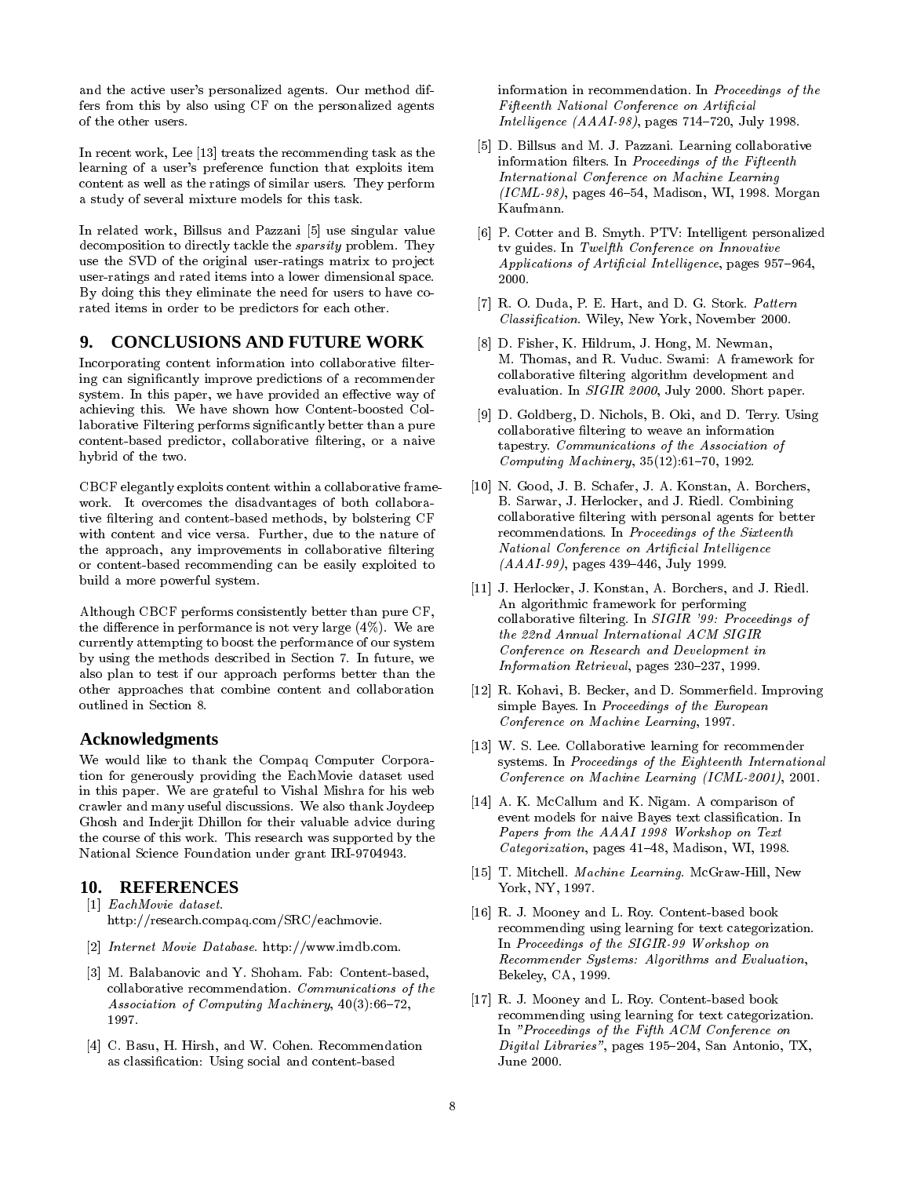and the active user's personalized agents. Our method differs from this by also using CF on the personalized agents of the other users.

In recent work, Lee [13] treats the recommending task as the learning of a user's preference function that exploits item content as well as the ratings of similar users. They perform a study of several mixture models for this task.

In related work, Billsus and Pazzani [5] use singular value decomposition to directly tackle the *sparsity* problem. They use the SVD of the original user-ratings matrix to project user-ratings and rated items into a lower dimensional space. By doing this they eliminate the need for users to have co-rated items in order to be predictors for each other.

## 9. CONCLUSIONS AND FUTURE WORK

Incorporating content information into collaborative filtering can significantly improve predictions of a recommender system. In this paper, we have provided an effective way of achieving this. We have shown how Content-boosted Collaborative Filtering performs significantly better than a pure content-based predictor, collaborative filtering, or a naive hybrid of the two.

CBCF elegantly exploits content within a collaborative framework. It overcomes the disadvantages of both collaborative filtering and content-based methods, by bolstering CF with content and vice versa. Further, due to the nature of the approach, any improvements in collaborative filtering or content-based recommending can be easily exploited to build a more powerful system.

Although CBCF performs consistently better than pure CF, the difference in performance is not very large (4%). We are currently attempting to boost the performance of our system by using the methods described in Section 7. In future, we also plan to test if our approach performs better than the other approaches that combine content and collaboration outlined in Section 8.

### Acknowledgments

We would like to thank the Compaq Computer Corporation for generously providing the EachMovie dataset used in this paper. We are grateful to Vishal Mishra for his web crawler and many useful discussions. We also thank Joydeep Ghosh and Inderjit Dhillon for their valuable advice during the course of this work. This research was supported by the National Science Foundation under grant IRI-9704943.

## 10. REFERENCES

[1] *EachMovie dataset*. http://research.compaq.com/SRC/eachmovie.

[2] *Internet Movie Database*. http://www.imdb.com.

[3] M. Balabanovic and Y. Shoham. Fab: Content-based, collaborative recommendation. *Communications of the Association of Computing Machinery*, 40(3):66–72, 1997.

[4] C. Basu, H. Hirsh, and W. Cohen. Recommendation as classification: Using social and content-based information in recommendation. In *Proceedings of the Fifteenth National Conference on Artificial Intelligence (AAAI-98)*, pages 714–720, July 1998.

[5] D. Billsus and M. J. Pazzani. Learning collaborative information filters. In *Proceedings of the Fifteenth International Conference on Machine Learning (ICML-98)*, pages 46–54, Madison, WI, 1998. Morgan Kaufmann.

[6] P. Cotter and B. Smyth. PTV: Intelligent personalized tv guides. In *Twelfth Conference on Innovative Applications of Artificial Intelligence*, pages 957–964, 2000.

[7] R. O. Duda, P. E. Hart, and D. G. Stork. *Pattern Classification*. Wiley, New York, November 2000.

[8] D. Fisher, K. Hildrum, J. Hong, M. Newman, M. Thomas, and R. Vuduc. Swami: A framework for collaborative filtering algorithm development and evaluation. In *SIGIR 2000*, July 2000. Short paper.

[9] D. Goldberg, D. Nichols, B. Oki, and D. Terry. Using collaborative filtering to weave an information tapestry. *Communications of the Association of Computing Machinery*, 35(12):61–70, 1992.

[10] N. Good, J. B. Schafer, J. A. Konstan, A. Borchers, B. Sarwar, J. Herlocker, and J. Riedl. Combining collaborative filtering with personal agents for better recommendations. In *Proceedings of the Sixteenth National Conference on Artificial Intelligence (AAAI-99)*, pages 439–446, July 1999.

[11] J. Herlocker, J. Konstan, A. Borchers, and J. Riedl. An algorithmic framework for performing collaborative filtering. In *SIGIR '99: Proceedings of the 22nd Annual International ACM SIGIR Conference on Research and Development in Information Retrieval*, pages 230–237, 1999.

[12] R. Kohavi, B. Becker, and D. Sommerfield. Improving simple Bayes. In *Proceedings of the European Conference on Machine Learning*, 1997.

[13] W. S. Lee. Collaborative learning for recommender systems. In *Proceedings of the Eighteenth International Conference on Machine Learning (ICML-2001)*, 2001.

[14] A. K. McCallum and K. Nigam. A comparison of event models for naive Bayes text classification. In *Papers from the AAAI 1998 Workshop on Text Categorization*, pages 41–48, Madison, WI, 1998.

[15] T. Mitchell. *Machine Learning*. McGraw-Hill, New York, NY, 1997.

[16] R. J. Mooney and L. Roy. Content-based book recommending using learning for text categorization. In *Proceedings of the SIGIR-99 Workshop on Recommender Systems: Algorithms and Evaluation*, Bekeley, CA, 1999.

[17] R. J. Mooney and L. Roy. Content-based book recommending using learning for text categorization. In *"Proceedings of the Fifth ACM Conference on Digital Libraries"*, pages 195–204, San Antonio, TX, June 2000.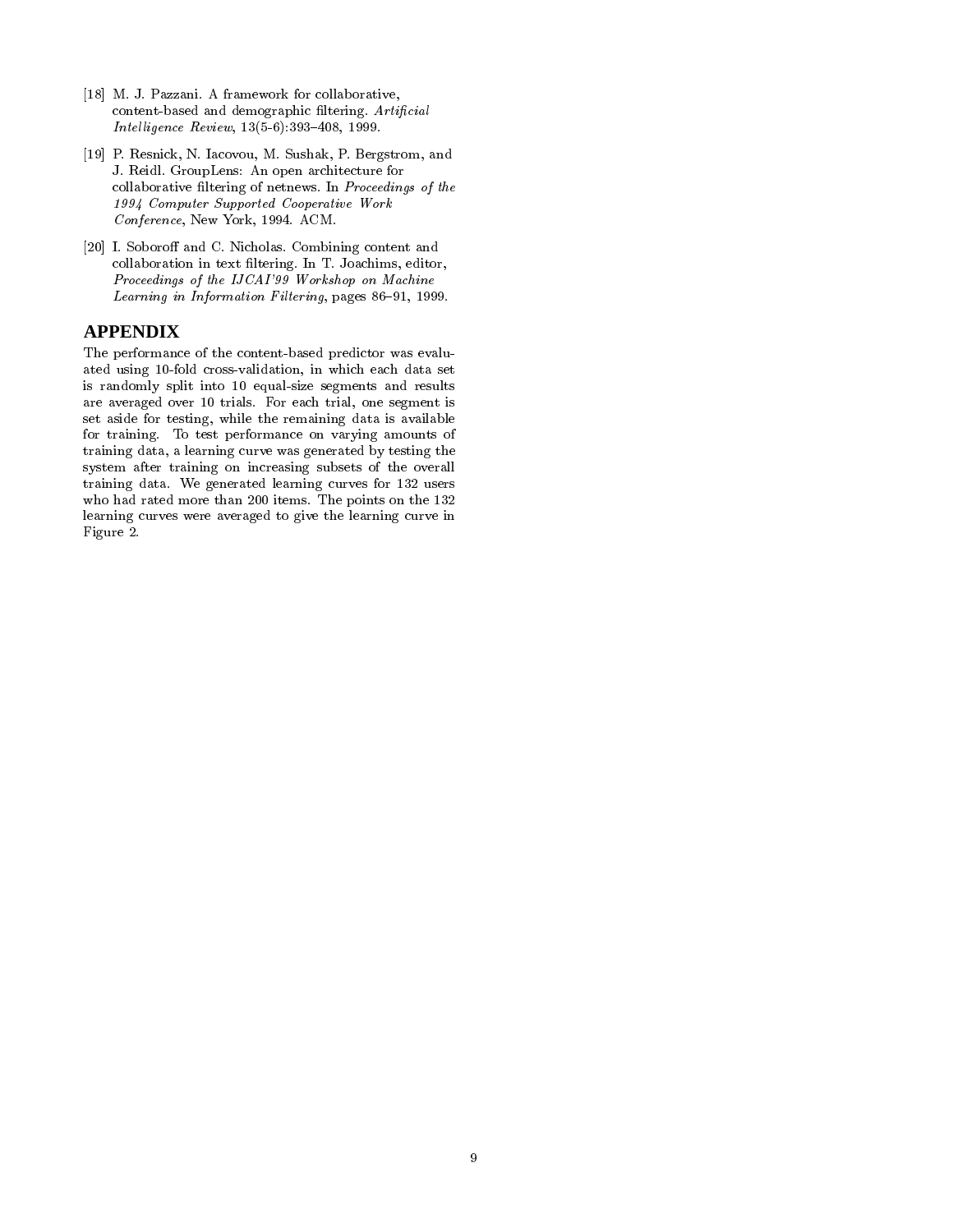[18] M. J. Pazzani. A framework for collaborative, content-based and demographic filtering. *Artificial Intelligence Review*, 13(5-6):393–408, 1999.

[19] P. Resnick, N. Iacovou, M. Sushak, P. Bergstrom, and J. Reidl. GroupLens: An open architecture for collaborative filtering of netnews. In *Proceedings of the 1994 Computer Supported Cooperative Work Conference*, New York, 1994. ACM.

[20] I. Soboroff and C. Nicholas. Combining content and collaboration in text filtering. In T. Joachims, editor, *Proceedings of the IJCAI'99 Workshop on Machine Learning in Information Filtering*, pages 86–91, 1999.

## APPENDIX

The performance of the content-based predictor was evaluated using 10-fold cross-validation, in which each data set is randomly split into 10 equal-size segments and results are averaged over 10 trials. For each trial, one segment is set aside for testing, while the remaining data is available for training. To test performance on varying amounts of training data, a learning curve was generated by testing the system after training on increasing subsets of the overall training data. We generated learning curves for 132 users who had rated more than 200 items. The points on the 132 learning curves were averaged to give the learning curve in Figure 2.